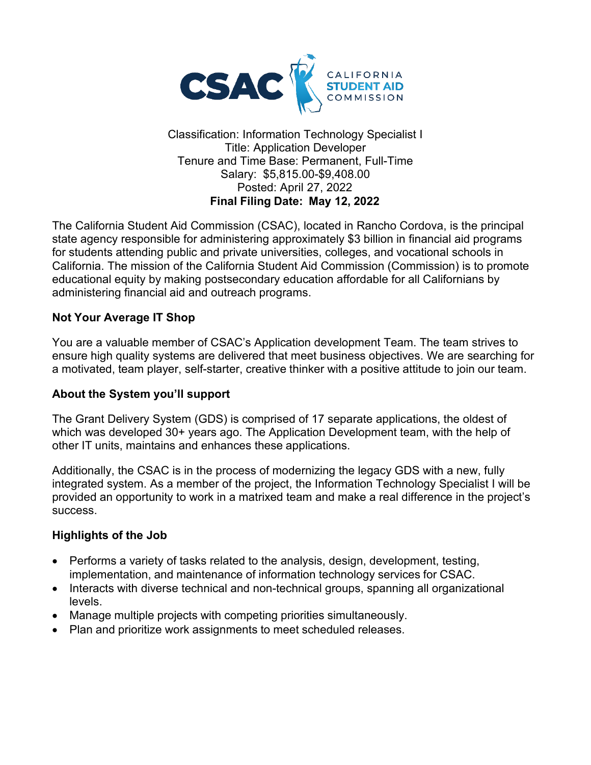CSAC CALIFORNIA STUDENT AID COMMISSION

Classification: Information Technology Specialist I
Title: Application Developer
Tenure and Time Base: Permanent, Full-Time
Salary: $5,815.00-$9,408.00
Posted: April 27, 2022
**Final Filing Date: May 12, 2022**

The California Student Aid Commission (CSAC), located in Rancho Cordova, is the principal state agency responsible for administering approximately $3 billion in financial aid programs for students attending public and private universities, colleges, and vocational schools in California. The mission of the California Student Aid Commission (Commission) is to promote educational equity by making postsecondary education affordable for all Californians by administering financial aid and outreach programs.

**Not Your Average IT Shop**

You are a valuable member of CSAC's Application development Team. The team strives to ensure high quality systems are delivered that meet business objectives. We are searching for a motivated, team player, self-starter, creative thinker with a positive attitude to join our team.

**About the System you'll support**

The Grant Delivery System (GDS) is comprised of 17 separate applications, the oldest of which was developed 30+ years ago. The Application Development team, with the help of other IT units, maintains and enhances these applications.

Additionally, the CSAC is in the process of modernizing the legacy GDS with a new, fully integrated system. As a member of the project, the Information Technology Specialist I will be provided an opportunity to work in a matrixed team and make a real difference in the project's success.

**Highlights of the Job**

- Performs a variety of tasks related to the analysis, design, development, testing, implementation, and maintenance of information technology services for CSAC.
- Interacts with diverse technical and non-technical groups, spanning all organizational levels.
- Manage multiple projects with competing priorities simultaneously.
- Plan and prioritize work assignments to meet scheduled releases.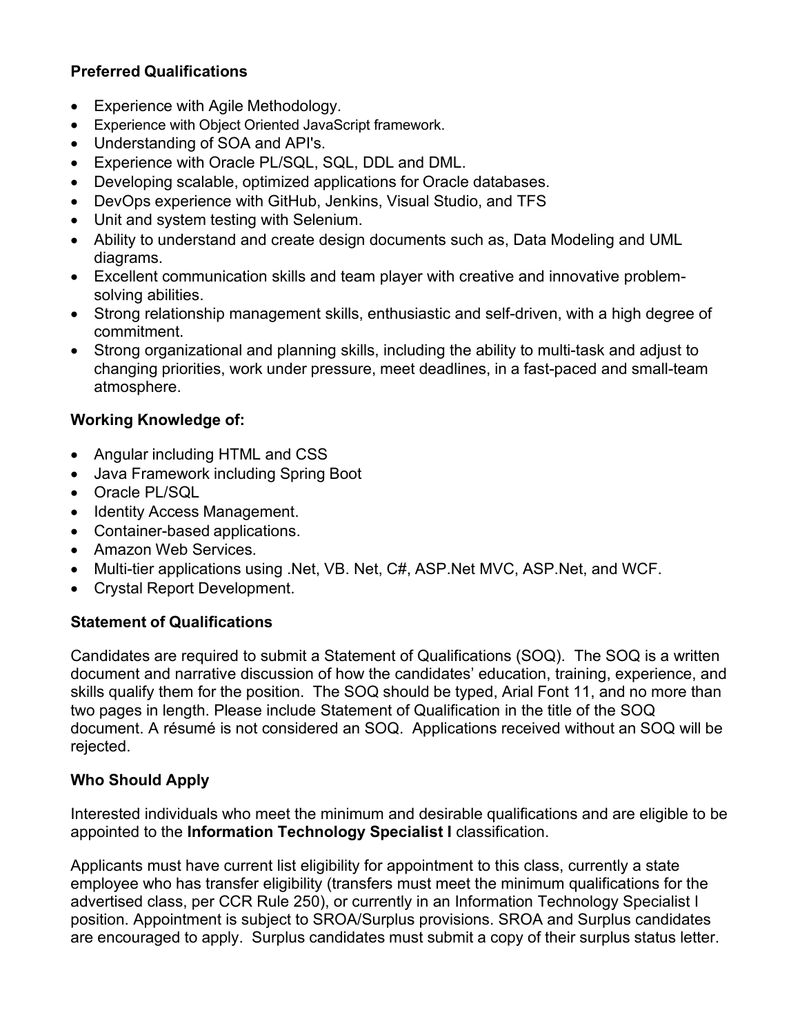**Preferred Qualifications**

- Experience with Agile Methodology.
- Experience with Object Oriented JavaScript framework.
- Understanding of SOA and API's.
- Experience with Oracle PL/SQL, SQL, DDL and DML.
- Developing scalable, optimized applications for Oracle databases.
- DevOps experience with GitHub, Jenkins, Visual Studio, and TFS
- Unit and system testing with Selenium.
- Ability to understand and create design documents such as, Data Modeling and UML diagrams.
- Excellent communication skills and team player with creative and innovative problem-solving abilities.
- Strong relationship management skills, enthusiastic and self-driven, with a high degree of commitment.
- Strong organizational and planning skills, including the ability to multi-task and adjust to changing priorities, work under pressure, meet deadlines, in a fast-paced and small-team atmosphere.

**Working Knowledge of:**

- Angular including HTML and CSS
- Java Framework including Spring Boot
- Oracle PL/SQL
- Identity Access Management.
- Container-based applications.
- Amazon Web Services.
- Multi-tier applications using .Net, VB. Net, C#, ASP.Net MVC, ASP.Net, and WCF.
- Crystal Report Development.

**Statement of Qualifications**

Candidates are required to submit a Statement of Qualifications (SOQ). The SOQ is a written document and narrative discussion of how the candidates' education, training, experience, and skills qualify them for the position. The SOQ should be typed, Arial Font 11, and no more than two pages in length. Please include Statement of Qualification in the title of the SOQ document. A résumé is not considered an SOQ. Applications received without an SOQ will be rejected.

**Who Should Apply**

Interested individuals who meet the minimum and desirable qualifications and are eligible to be appointed to the **Information Technology Specialist I** classification.

Applicants must have current list eligibility for appointment to this class, currently a state employee who has transfer eligibility (transfers must meet the minimum qualifications for the advertised class, per CCR Rule 250), or currently in an Information Technology Specialist I position. Appointment is subject to SROA/Surplus provisions. SROA and Surplus candidates are encouraged to apply. Surplus candidates must submit a copy of their surplus status letter.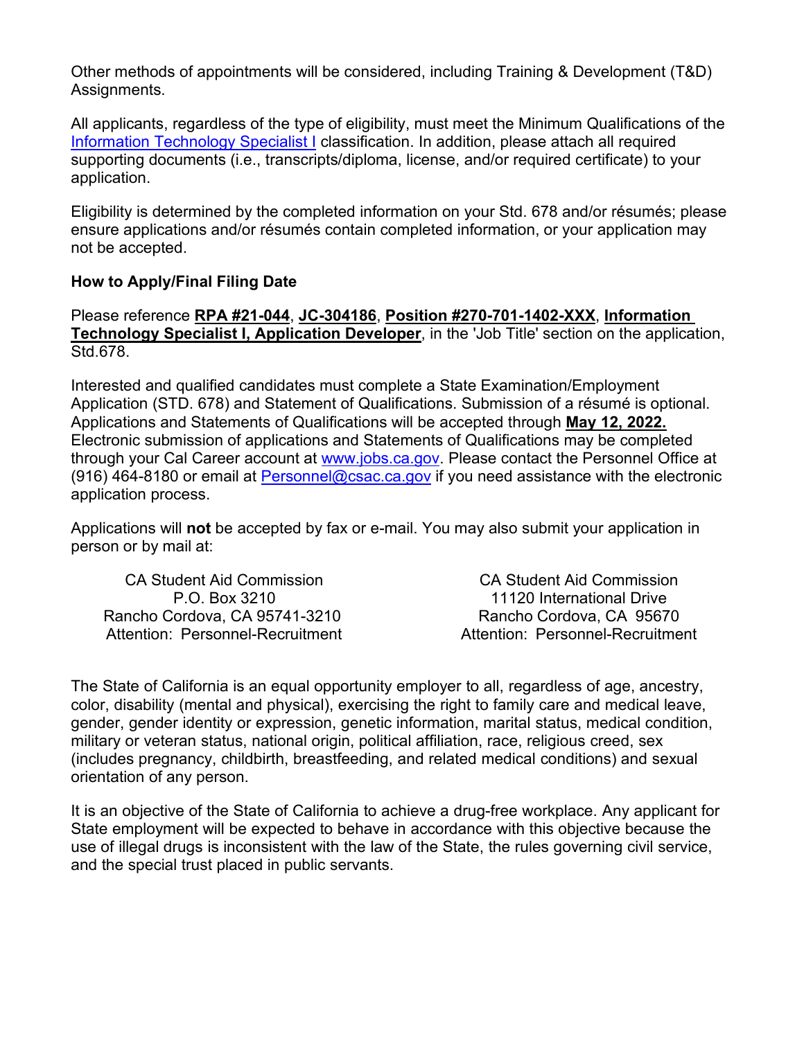Other methods of appointments will be considered, including Training & Development (T&D) Assignments.

All applicants, regardless of the type of eligibility, must meet the Minimum Qualifications of the [Information Technology Specialist I](#) classification. In addition, please attach all required supporting documents (i.e., transcripts/diploma, license, and/or required certificate) to your application.

Eligibility is determined by the completed information on your Std. 678 and/or résumés; please ensure applications and/or résumés contain completed information, or your application may not be accepted.

**How to Apply/Final Filing Date**

Please reference **RPA #21-044**, **JC-304186**, **Position #270-701-1402-XXX**, **Information Technology Specialist I, Application Developer**, in the 'Job Title' section on the application, Std.678.

Interested and qualified candidates must complete a State Examination/Employment Application (STD. 678) and Statement of Qualifications. Submission of a résumé is optional. Applications and Statements of Qualifications will be accepted through **May 12, 2022.** Electronic submission of applications and Statements of Qualifications may be completed through your Cal Career account at www.jobs.ca.gov. Please contact the Personnel Office at (916) 464-8180 or email at Personnel@csac.ca.gov if you need assistance with the electronic application process.

Applications will **not** be accepted by fax or e-mail. You may also submit your application in person or by mail at:

CA Student Aid Commission
P.O. Box 3210
Rancho Cordova, CA 95741-3210
Attention: Personnel-Recruitment

CA Student Aid Commission
11120 International Drive
Rancho Cordova, CA 95670
Attention: Personnel-Recruitment

The State of California is an equal opportunity employer to all, regardless of age, ancestry, color, disability (mental and physical), exercising the right to family care and medical leave, gender, gender identity or expression, genetic information, marital status, medical condition, military or veteran status, national origin, political affiliation, race, religious creed, sex (includes pregnancy, childbirth, breastfeeding, and related medical conditions) and sexual orientation of any person.

It is an objective of the State of California to achieve a drug-free workplace. Any applicant for State employment will be expected to behave in accordance with this objective because the use of illegal drugs is inconsistent with the law of the State, the rules governing civil service, and the special trust placed in public servants.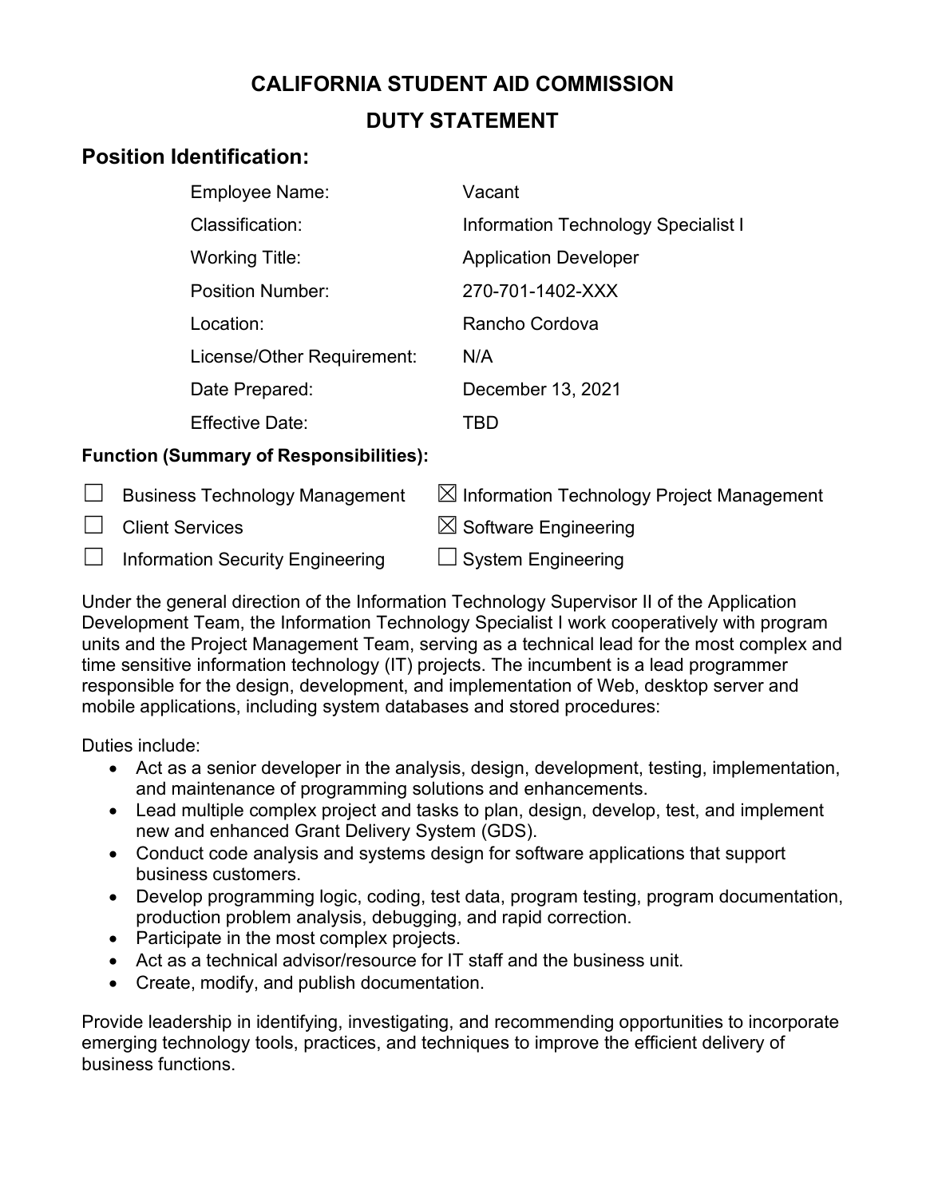# CALIFORNIA STUDENT AID COMMISSION

## DUTY STATEMENT

## Position Identification:

| | |
|---|---|
| Employee Name: | Vacant |
| Classification: | Information Technology Specialist I |
| Working Title: | Application Developer |
| Position Number: | 270-701-1402-XXX |
| Location: | Rancho Cordova |
| License/Other Requirement: | N/A |
| Date Prepared: | December 13, 2021 |
| Effective Date: | TBD |

**Function (Summary of Responsibilities):**

- ☐ Business Technology Management
- ☐ Client Services
- ☐ Information Security Engineering
- ☒ Information Technology Project Management
- ☒ Software Engineering
- ☐ System Engineering

Under the general direction of the Information Technology Supervisor II of the Application Development Team, the Information Technology Specialist I work cooperatively with program units and the Project Management Team, serving as a technical lead for the most complex and time sensitive information technology (IT) projects. The incumbent is a lead programmer responsible for the design, development, and implementation of Web, desktop server and mobile applications, including system databases and stored procedures:

Duties include:

- Act as a senior developer in the analysis, design, development, testing, implementation, and maintenance of programming solutions and enhancements.
- Lead multiple complex project and tasks to plan, design, develop, test, and implement new and enhanced Grant Delivery System (GDS).
- Conduct code analysis and systems design for software applications that support business customers.
- Develop programming logic, coding, test data, program testing, program documentation, production problem analysis, debugging, and rapid correction.
- Participate in the most complex projects.
- Act as a technical advisor/resource for IT staff and the business unit.
- Create, modify, and publish documentation.

Provide leadership in identifying, investigating, and recommending opportunities to incorporate emerging technology tools, practices, and techniques to improve the efficient delivery of business functions.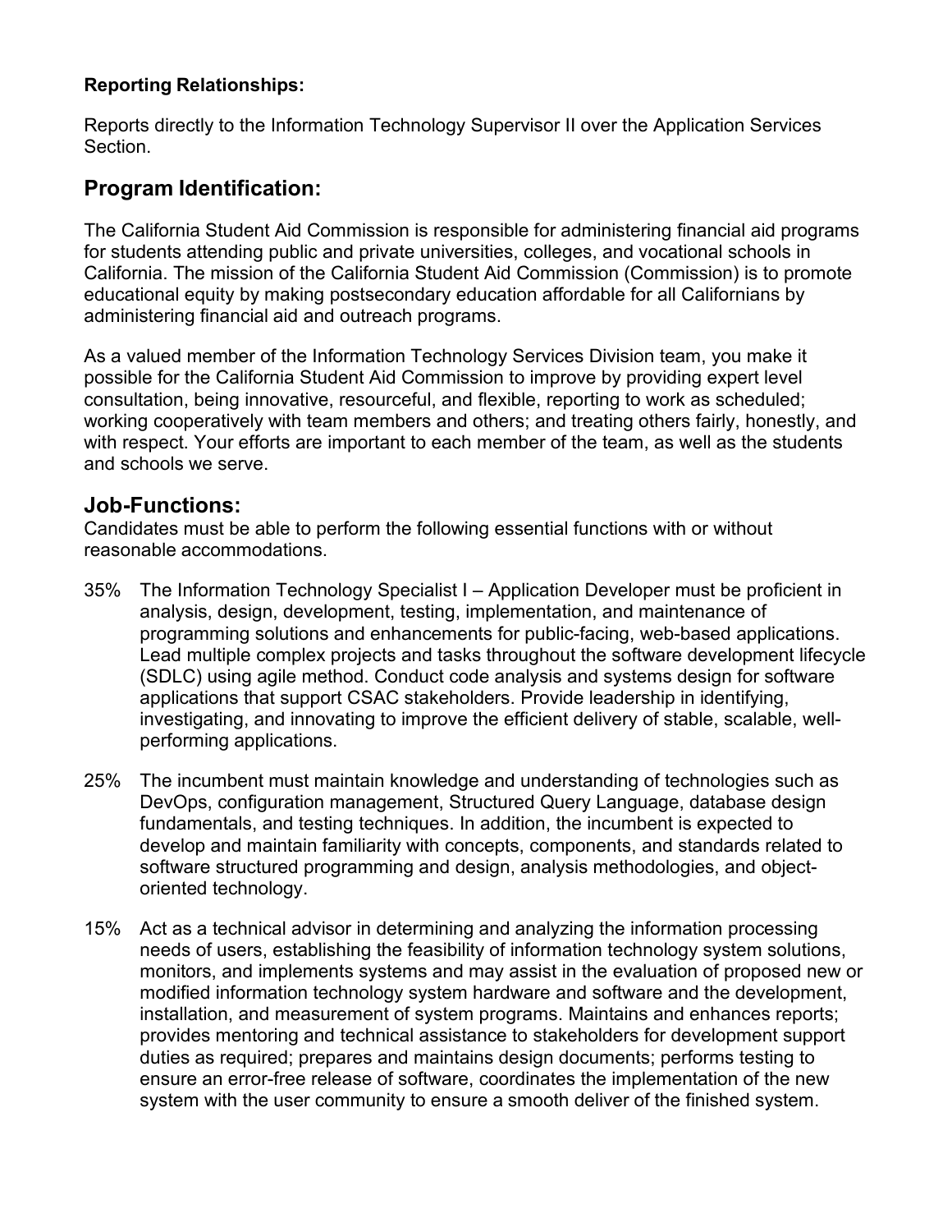**Reporting Relationships:**

Reports directly to the Information Technology Supervisor II over the Application Services Section.

## Program Identification:

The California Student Aid Commission is responsible for administering financial aid programs for students attending public and private universities, colleges, and vocational schools in California. The mission of the California Student Aid Commission (Commission) is to promote educational equity by making postsecondary education affordable for all Californians by administering financial aid and outreach programs.

As a valued member of the Information Technology Services Division team, you make it possible for the California Student Aid Commission to improve by providing expert level consultation, being innovative, resourceful, and flexible, reporting to work as scheduled; working cooperatively with team members and others; and treating others fairly, honestly, and with respect. Your efforts are important to each member of the team, as well as the students and schools we serve.

## Job-Functions:

Candidates must be able to perform the following essential functions with or without reasonable accommodations.

35% The Information Technology Specialist I – Application Developer must be proficient in analysis, design, development, testing, implementation, and maintenance of programming solutions and enhancements for public-facing, web-based applications. Lead multiple complex projects and tasks throughout the software development lifecycle (SDLC) using agile method. Conduct code analysis and systems design for software applications that support CSAC stakeholders. Provide leadership in identifying, investigating, and innovating to improve the efficient delivery of stable, scalable, well-performing applications.

25% The incumbent must maintain knowledge and understanding of technologies such as DevOps, configuration management, Structured Query Language, database design fundamentals, and testing techniques. In addition, the incumbent is expected to develop and maintain familiarity with concepts, components, and standards related to software structured programming and design, analysis methodologies, and object-oriented technology.

15% Act as a technical advisor in determining and analyzing the information processing needs of users, establishing the feasibility of information technology system solutions, monitors, and implements systems and may assist in the evaluation of proposed new or modified information technology system hardware and software and the development, installation, and measurement of system programs. Maintains and enhances reports; provides mentoring and technical assistance to stakeholders for development support duties as required; prepares and maintains design documents; performs testing to ensure an error-free release of software, coordinates the implementation of the new system with the user community to ensure a smooth deliver of the finished system.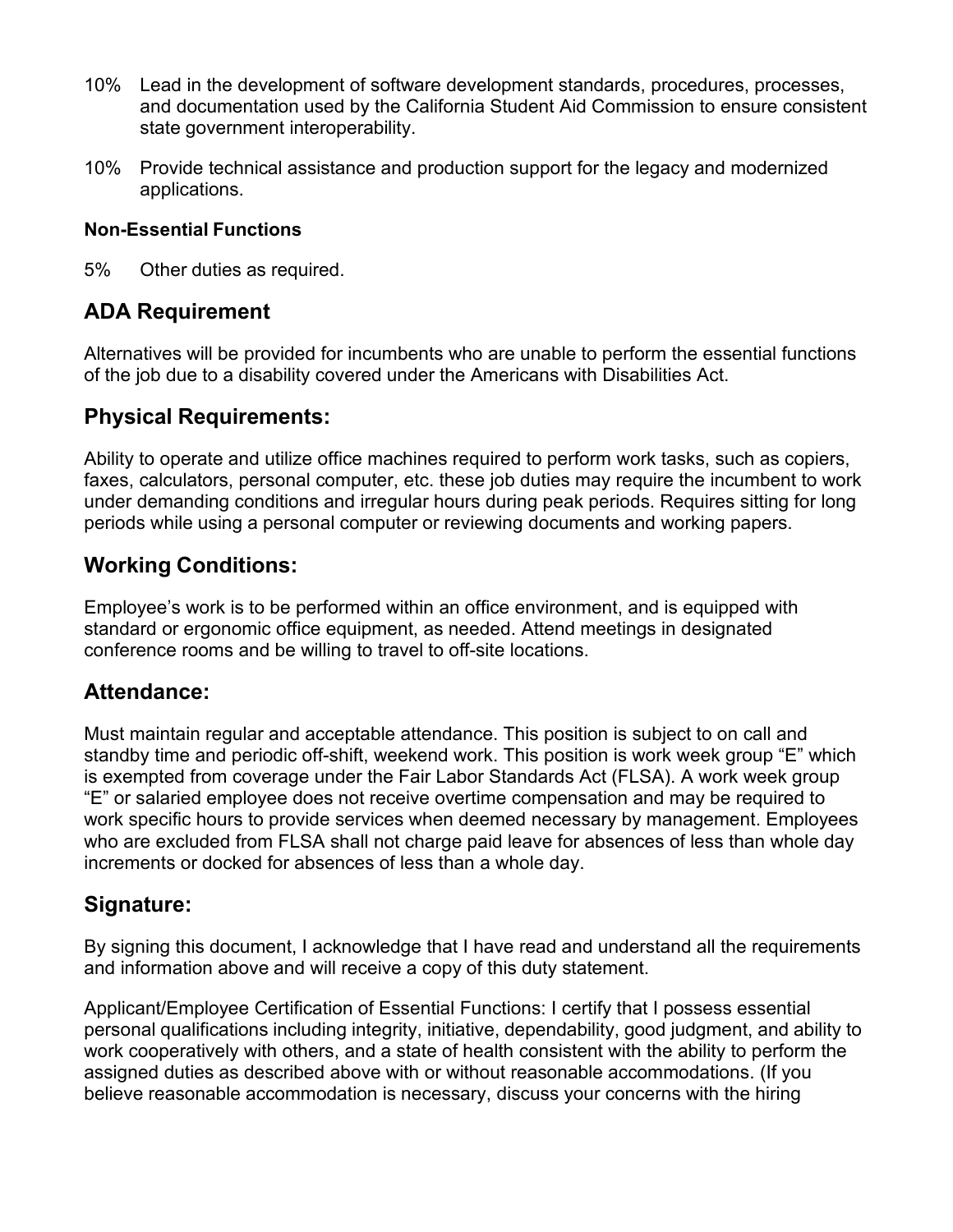10% Lead in the development of software development standards, procedures, processes, and documentation used by the California Student Aid Commission to ensure consistent state government interoperability.

10% Provide technical assistance and production support for the legacy and modernized applications.

**Non-Essential Functions**

5% Other duties as required.

## ADA Requirement

Alternatives will be provided for incumbents who are unable to perform the essential functions of the job due to a disability covered under the Americans with Disabilities Act.

## Physical Requirements:

Ability to operate and utilize office machines required to perform work tasks, such as copiers, faxes, calculators, personal computer, etc. these job duties may require the incumbent to work under demanding conditions and irregular hours during peak periods. Requires sitting for long periods while using a personal computer or reviewing documents and working papers.

## Working Conditions:

Employee's work is to be performed within an office environment, and is equipped with standard or ergonomic office equipment, as needed. Attend meetings in designated conference rooms and be willing to travel to off-site locations.

## Attendance:

Must maintain regular and acceptable attendance. This position is subject to on call and standby time and periodic off-shift, weekend work. This position is work week group "E" which is exempted from coverage under the Fair Labor Standards Act (FLSA). A work week group "E" or salaried employee does not receive overtime compensation and may be required to work specific hours to provide services when deemed necessary by management. Employees who are excluded from FLSA shall not charge paid leave for absences of less than whole day increments or docked for absences of less than a whole day.

## Signature:

By signing this document, I acknowledge that I have read and understand all the requirements and information above and will receive a copy of this duty statement.

Applicant/Employee Certification of Essential Functions: I certify that I possess essential personal qualifications including integrity, initiative, dependability, good judgment, and ability to work cooperatively with others, and a state of health consistent with the ability to perform the assigned duties as described above with or without reasonable accommodations. (If you believe reasonable accommodation is necessary, discuss your concerns with the hiring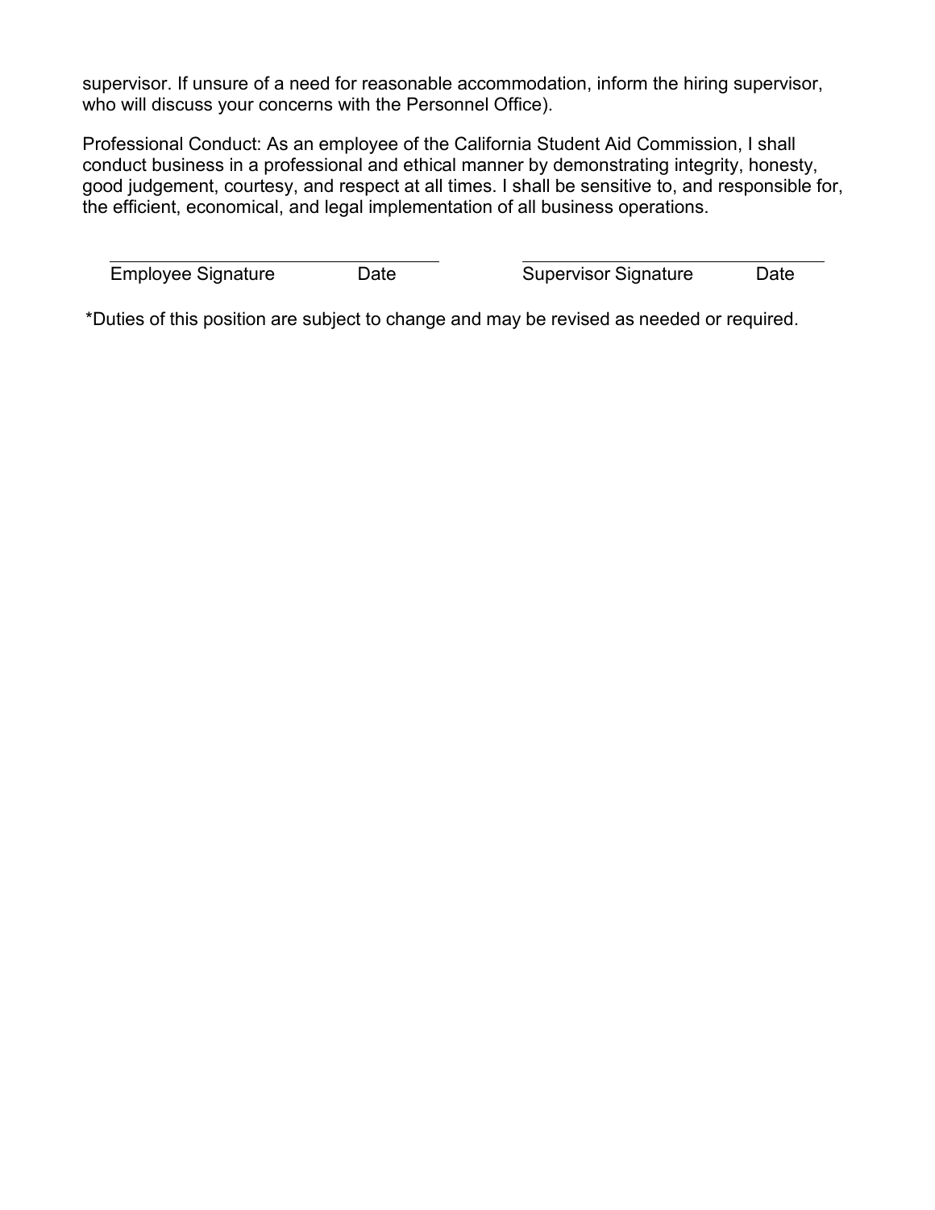supervisor. If unsure of a need for reasonable accommodation, inform the hiring supervisor, who will discuss your concerns with the Personnel Office).

Professional Conduct: As an employee of the California Student Aid Commission, I shall conduct business in a professional and ethical manner by demonstrating integrity, honesty, good judgement, courtesy, and respect at all times. I shall be sensitive to, and responsible for, the efficient, economical, and legal implementation of all business operations.

| | | | |
|---|---|---|---|
| Employee Signature | Date | Supervisor Signature | Date |

*Duties of this position are subject to change and may be revised as needed or required.